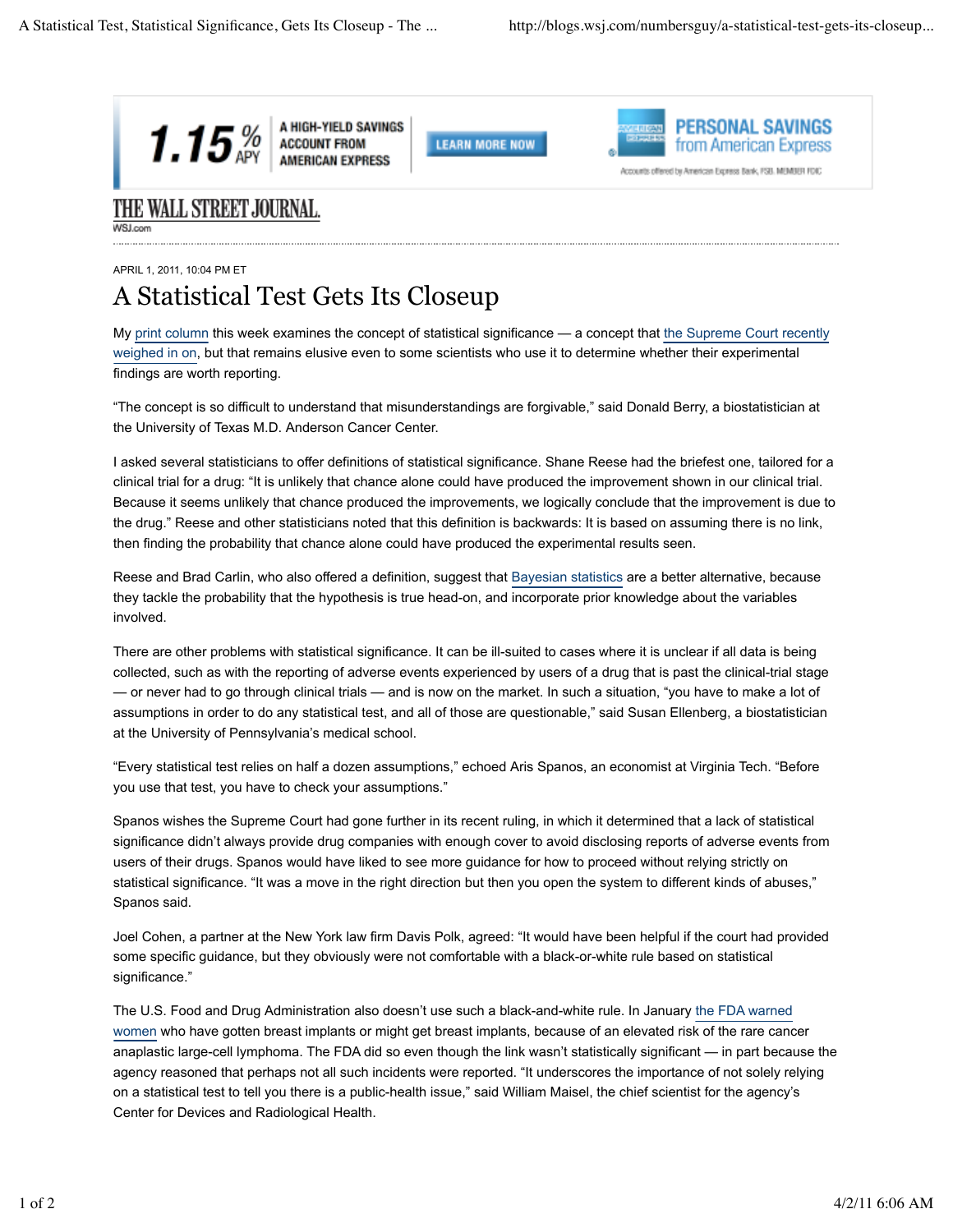THE WALL STREET JOURNAL.
WSJ.com

APRIL 1, 2011, 10:04 PM ET

# A Statistical Test Gets Its Closeup

My print column this week examines the concept of statistical significance — a concept that the Supreme Court recently weighed in on, but that remains elusive even to some scientists who use it to determine whether their experimental findings are worth reporting.

"The concept is so difficult to understand that misunderstandings are forgivable," said Donald Berry, a biostatistician at the University of Texas M.D. Anderson Cancer Center.

I asked several statisticians to offer definitions of statistical significance. Shane Reese had the briefest one, tailored for a clinical trial for a drug: "It is unlikely that chance alone could have produced the improvement shown in our clinical trial. Because it seems unlikely that chance produced the improvements, we logically conclude that the improvement is due to the drug." Reese and other statisticians noted that this definition is backwards: It is based on assuming there is no link, then finding the probability that chance alone could have produced the experimental results seen.

Reese and Brad Carlin, who also offered a definition, suggest that Bayesian statistics are a better alternative, because they tackle the probability that the hypothesis is true head-on, and incorporate prior knowledge about the variables involved.

There are other problems with statistical significance. It can be ill-suited to cases where it is unclear if all data is being collected, such as with the reporting of adverse events experienced by users of a drug that is past the clinical-trial stage — or never had to go through clinical trials — and is now on the market. In such a situation, "you have to make a lot of assumptions in order to do any statistical test, and all of those are questionable," said Susan Ellenberg, a biostatistician at the University of Pennsylvania's medical school.

"Every statistical test relies on half a dozen assumptions," echoed Aris Spanos, an economist at Virginia Tech. "Before you use that test, you have to check your assumptions."

Spanos wishes the Supreme Court had gone further in its recent ruling, in which it determined that a lack of statistical significance didn't always provide drug companies with enough cover to avoid disclosing reports of adverse events from users of their drugs. Spanos would have liked to see more guidance for how to proceed without relying strictly on statistical significance. "It was a move in the right direction but then you open the system to different kinds of abuses," Spanos said.

Joel Cohen, a partner at the New York law firm Davis Polk, agreed: "It would have been helpful if the court had provided some specific guidance, but they obviously were not comfortable with a black-or-white rule based on statistical significance."

The U.S. Food and Drug Administration also doesn't use such a black-and-white rule. In January the FDA warned women who have gotten breast implants or might get breast implants, because of an elevated risk of the rare cancer anaplastic large-cell lymphoma. The FDA did so even though the link wasn't statistically significant — in part because the agency reasoned that perhaps not all such incidents were reported. "It underscores the importance of not solely relying on a statistical test to tell you there is a public-health issue," said William Maisel, the chief scientist for the agency's Center for Devices and Radiological Health.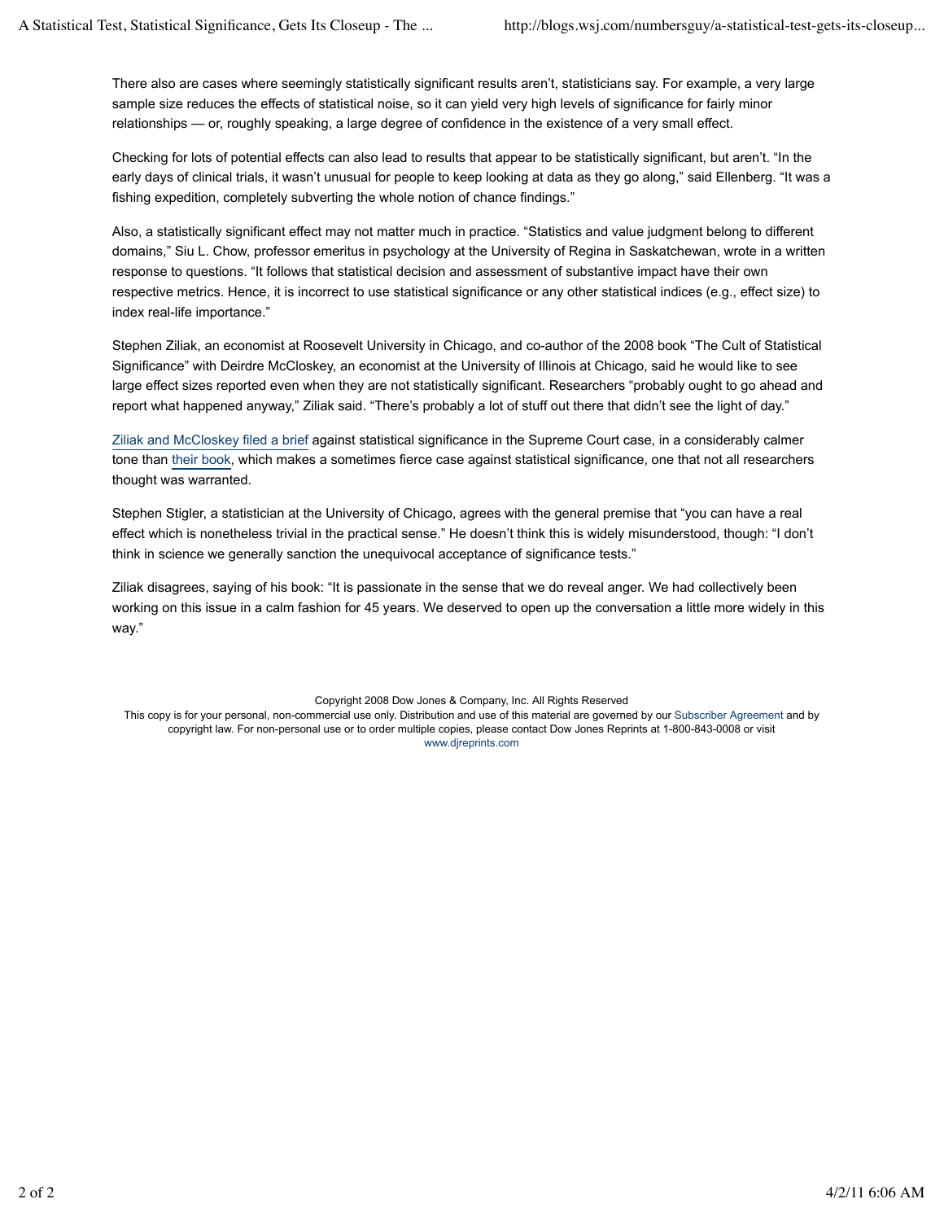There also are cases where seemingly statistically significant results aren't, statisticians say. For example, a very large sample size reduces the effects of statistical noise, so it can yield very high levels of significance for fairly minor relationships — or, roughly speaking, a large degree of confidence in the existence of a very small effect.

Checking for lots of potential effects can also lead to results that appear to be statistically significant, but aren't. "In the early days of clinical trials, it wasn't unusual for people to keep looking at data as they go along," said Ellenberg. "It was a fishing expedition, completely subverting the whole notion of chance findings."

Also, a statistically significant effect may not matter much in practice. "Statistics and value judgment belong to different domains," Siu L. Chow, professor emeritus in psychology at the University of Regina in Saskatchewan, wrote in a written response to questions. "It follows that statistical decision and assessment of substantive impact have their own respective metrics. Hence, it is incorrect to use statistical significance or any other statistical indices (e.g., effect size) to index real-life importance."

Stephen Ziliak, an economist at Roosevelt University in Chicago, and co-author of the 2008 book "The Cult of Statistical Significance" with Deirdre McCloskey, an economist at the University of Illinois at Chicago, said he would like to see large effect sizes reported even when they are not statistically significant. Researchers "probably ought to go ahead and report what happened anyway," Ziliak said. "There's probably a lot of stuff out there that didn't see the light of day."

Ziliak and McCloskey filed a brief against statistical significance in the Supreme Court case, in a considerably calmer tone than their book, which makes a sometimes fierce case against statistical significance, one that not all researchers thought was warranted.

Stephen Stigler, a statistician at the University of Chicago, agrees with the general premise that "you can have a real effect which is nonetheless trivial in the practical sense." He doesn't think this is widely misunderstood, though: "I don't think in science we generally sanction the unequivocal acceptance of significance tests."

Ziliak disagrees, saying of his book: "It is passionate in the sense that we do reveal anger. We had collectively been working on this issue in a calm fashion for 45 years. We deserved to open up the conversation a little more widely in this way."

Copyright 2008 Dow Jones & Company, Inc. All Rights Reserved

This copy is for your personal, non-commercial use only. Distribution and use of this material are governed by our Subscriber Agreement and by copyright law. For non-personal use or to order multiple copies, please contact Dow Jones Reprints at 1-800-843-0008 or visit www.djreprints.com